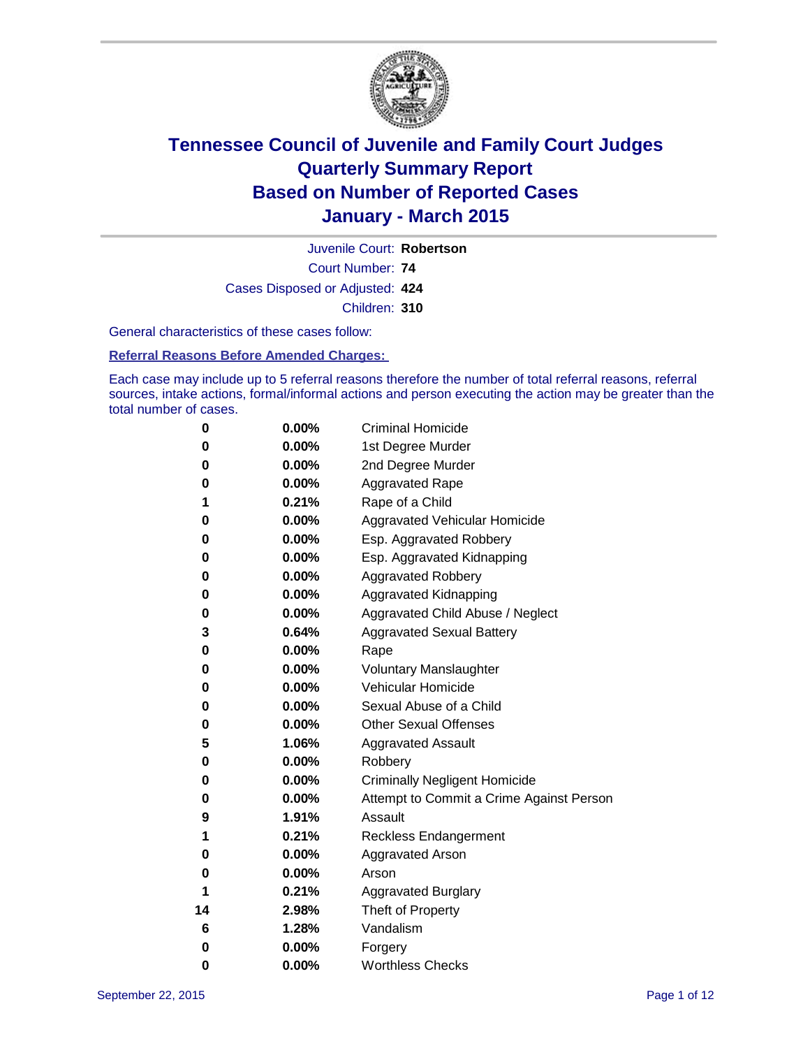# Tennessee Council of Juvenile and Family Court Judges
# Quarterly Summary Report
# Based on Number of Reported Cases
# January - March 2015

Juvenile Court: **Robertson**

Court Number: **74**

Cases Disposed or Adjusted: **424**

Children: **310**

General characteristics of these cases follow:

**Referral Reasons Before Amended Charges:**

Each case may include up to 5 referral reasons therefore the number of total referral reasons, referral sources, intake actions, formal/informal actions and person executing the action may be greater than the total number of cases.

| | | |
|---|---|---|
| 0 | 0.00% | Criminal Homicide |
| 0 | 0.00% | 1st Degree Murder |
| 0 | 0.00% | 2nd Degree Murder |
| 0 | 0.00% | Aggravated Rape |
| 1 | 0.21% | Rape of a Child |
| 0 | 0.00% | Aggravated Vehicular Homicide |
| 0 | 0.00% | Esp. Aggravated Robbery |
| 0 | 0.00% | Esp. Aggravated Kidnapping |
| 0 | 0.00% | Aggravated Robbery |
| 0 | 0.00% | Aggravated Kidnapping |
| 0 | 0.00% | Aggravated Child Abuse / Neglect |
| 3 | 0.64% | Aggravated Sexual Battery |
| 0 | 0.00% | Rape |
| 0 | 0.00% | Voluntary Manslaughter |
| 0 | 0.00% | Vehicular Homicide |
| 0 | 0.00% | Sexual Abuse of a Child |
| 0 | 0.00% | Other Sexual Offenses |
| 5 | 1.06% | Aggravated Assault |
| 0 | 0.00% | Robbery |
| 0 | 0.00% | Criminally Negligent Homicide |
| 0 | 0.00% | Attempt to Commit a Crime Against Person |
| 9 | 1.91% | Assault |
| 1 | 0.21% | Reckless Endangerment |
| 0 | 0.00% | Aggravated Arson |
| 0 | 0.00% | Arson |
| 1 | 0.21% | Aggravated Burglary |
| 14 | 2.98% | Theft of Property |
| 6 | 1.28% | Vandalism |
| 0 | 0.00% | Forgery |
| 0 | 0.00% | Worthless Checks |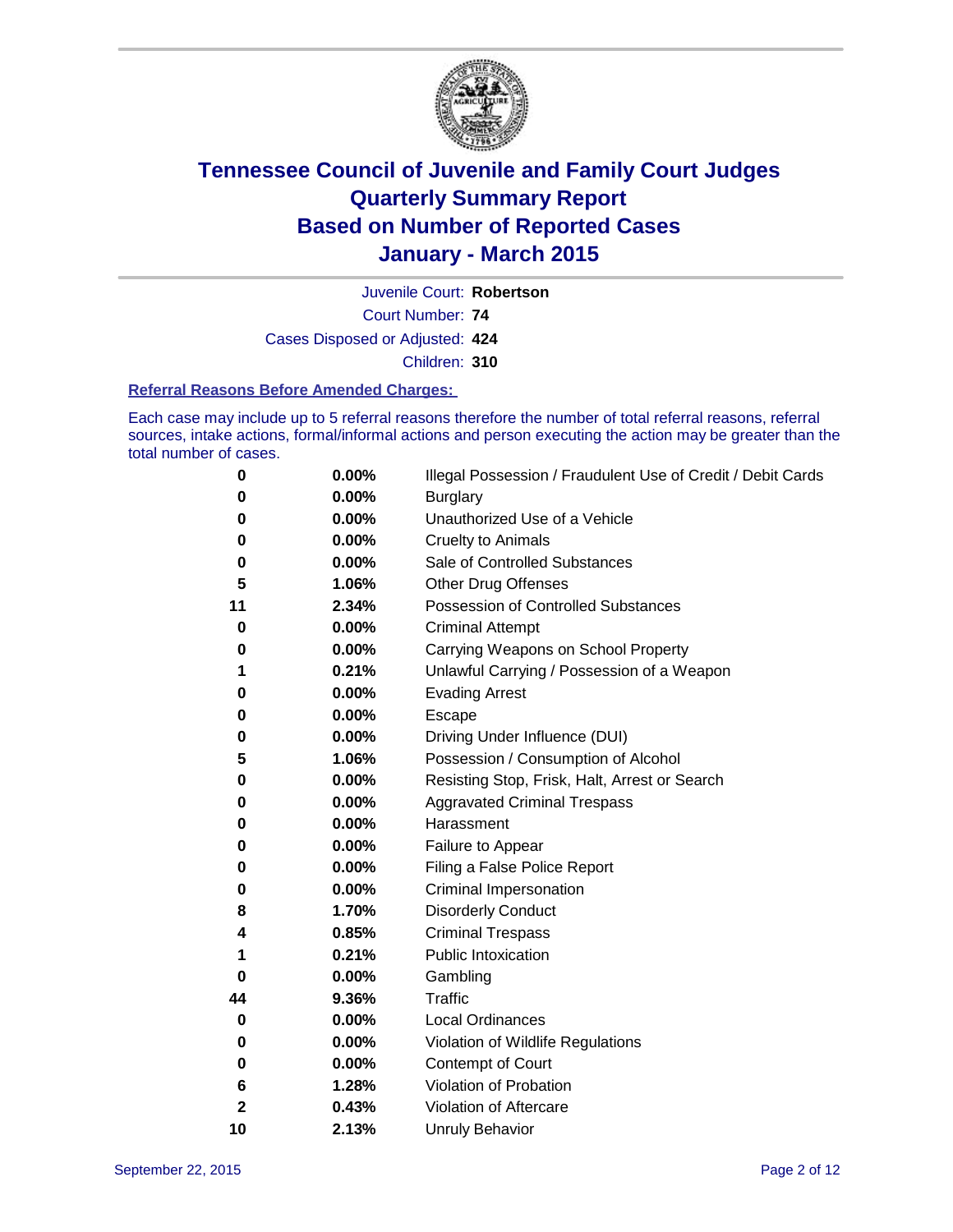# Tennessee Council of Juvenile and Family Court Judges
# Quarterly Summary Report
# Based on Number of Reported Cases
# January - March 2015

Juvenile Court: **Robertson**

Court Number: **74**

Cases Disposed or Adjusted: **424**

Children: **310**

**Referral Reasons Before Amended Charges:**

Each case may include up to 5 referral reasons therefore the number of total referral reasons, referral sources, intake actions, formal/informal actions and person executing the action may be greater than the total number of cases.

| | | |
|---|---|---|
| **0** | **0.00%** | Illegal Possession / Fraudulent Use of Credit / Debit Cards |
| **0** | **0.00%** | Burglary |
| **0** | **0.00%** | Unauthorized Use of a Vehicle |
| **0** | **0.00%** | Cruelty to Animals |
| **0** | **0.00%** | Sale of Controlled Substances |
| **5** | **1.06%** | Other Drug Offenses |
| **11** | **2.34%** | Possession of Controlled Substances |
| **0** | **0.00%** | Criminal Attempt |
| **0** | **0.00%** | Carrying Weapons on School Property |
| **1** | **0.21%** | Unlawful Carrying / Possession of a Weapon |
| **0** | **0.00%** | Evading Arrest |
| **0** | **0.00%** | Escape |
| **0** | **0.00%** | Driving Under Influence (DUI) |
| **5** | **1.06%** | Possession / Consumption of Alcohol |
| **0** | **0.00%** | Resisting Stop, Frisk, Halt, Arrest or Search |
| **0** | **0.00%** | Aggravated Criminal Trespass |
| **0** | **0.00%** | Harassment |
| **0** | **0.00%** | Failure to Appear |
| **0** | **0.00%** | Filing a False Police Report |
| **0** | **0.00%** | Criminal Impersonation |
| **8** | **1.70%** | Disorderly Conduct |
| **4** | **0.85%** | Criminal Trespass |
| **1** | **0.21%** | Public Intoxication |
| **0** | **0.00%** | Gambling |
| **44** | **9.36%** | Traffic |
| **0** | **0.00%** | Local Ordinances |
| **0** | **0.00%** | Violation of Wildlife Regulations |
| **0** | **0.00%** | Contempt of Court |
| **6** | **1.28%** | Violation of Probation |
| **2** | **0.43%** | Violation of Aftercare |
| **10** | **2.13%** | Unruly Behavior |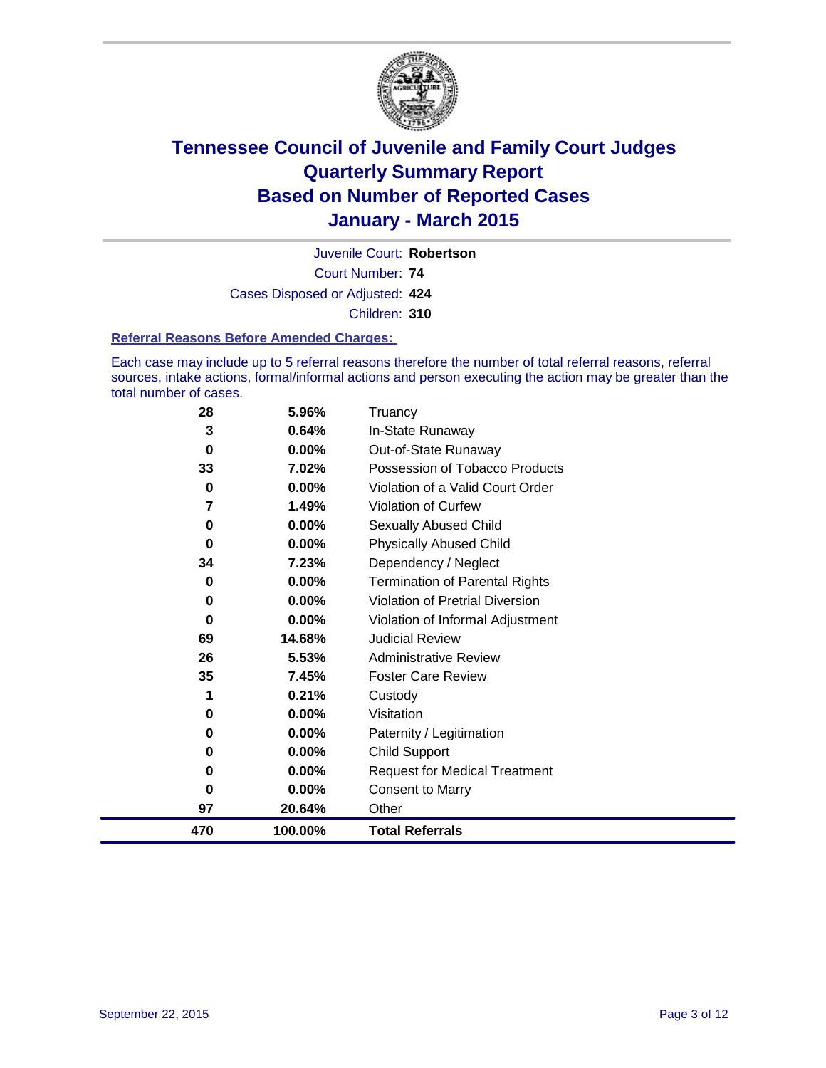# Tennessee Council of Juvenile and Family Court Judges
# Quarterly Summary Report
# Based on Number of Reported Cases
# January - March 2015

Juvenile Court: **Robertson**

Court Number: **74**

Cases Disposed or Adjusted: **424**

Children: **310**

### Referral Reasons Before Amended Charges:

Each case may include up to 5 referral reasons therefore the number of total referral reasons, referral sources, intake actions, formal/informal actions and person executing the action may be greater than the total number of cases.

| | | |
|---|---|---|
| **28** | **5.96%** | Truancy |
| **3** | **0.64%** | In-State Runaway |
| **0** | **0.00%** | Out-of-State Runaway |
| **33** | **7.02%** | Possession of Tobacco Products |
| **0** | **0.00%** | Violation of a Valid Court Order |
| **7** | **1.49%** | Violation of Curfew |
| **0** | **0.00%** | Sexually Abused Child |
| **0** | **0.00%** | Physically Abused Child |
| **34** | **7.23%** | Dependency / Neglect |
| **0** | **0.00%** | Termination of Parental Rights |
| **0** | **0.00%** | Violation of Pretrial Diversion |
| **0** | **0.00%** | Violation of Informal Adjustment |
| **69** | **14.68%** | Judicial Review |
| **26** | **5.53%** | Administrative Review |
| **35** | **7.45%** | Foster Care Review |
| **1** | **0.21%** | Custody |
| **0** | **0.00%** | Visitation |
| **0** | **0.00%** | Paternity / Legitimation |
| **0** | **0.00%** | Child Support |
| **0** | **0.00%** | Request for Medical Treatment |
| **0** | **0.00%** | Consent to Marry |
| **97** | **20.64%** | Other |
| **470** | **100.00%** | **Total Referrals** |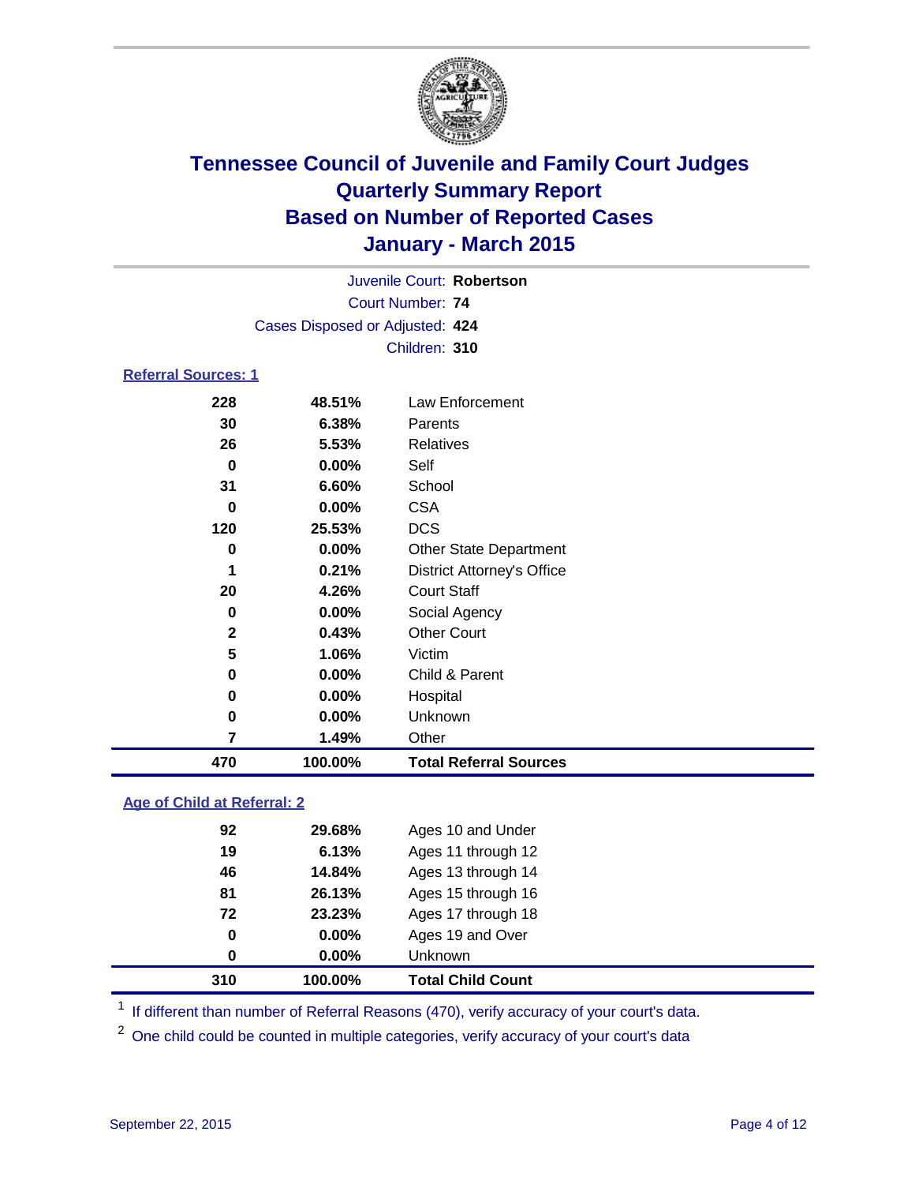# Tennessee Council of Juvenile and Family Court Judges
## Quarterly Summary Report
## Based on Number of Reported Cases
## January - March 2015

Juvenile Court: **Robertson**

Court Number: **74**

Cases Disposed or Adjusted: **424**

Children: **310**

### Referral Sources: 1

| Count | Percent | Source |
|---|---|---|
| 228 | 48.51% | Law Enforcement |
| 30 | 6.38% | Parents |
| 26 | 5.53% | Relatives |
| 0 | 0.00% | Self |
| 31 | 6.60% | School |
| 0 | 0.00% | CSA |
| 120 | 25.53% | DCS |
| 0 | 0.00% | Other State Department |
| 1 | 0.21% | District Attorney's Office |
| 20 | 4.26% | Court Staff |
| 0 | 0.00% | Social Agency |
| 2 | 0.43% | Other Court |
| 5 | 1.06% | Victim |
| 0 | 0.00% | Child & Parent |
| 0 | 0.00% | Hospital |
| 0 | 0.00% | Unknown |
| 7 | 1.49% | Other |
| **470** | **100.00%** | **Total Referral Sources** |

### Age of Child at Referral: 2

| Count | Percent | Age |
|---|---|---|
| 92 | 29.68% | Ages 10 and Under |
| 19 | 6.13% | Ages 11 through 12 |
| 46 | 14.84% | Ages 13 through 14 |
| 81 | 26.13% | Ages 15 through 16 |
| 72 | 23.23% | Ages 17 through 18 |
| 0 | 0.00% | Ages 19 and Over |
| 0 | 0.00% | Unknown |
| **310** | **100.00%** | **Total Child Count** |

[1] If different than number of Referral Reasons (470), verify accuracy of your court's data.

[2] One child could be counted in multiple categories, verify accuracy of your court's data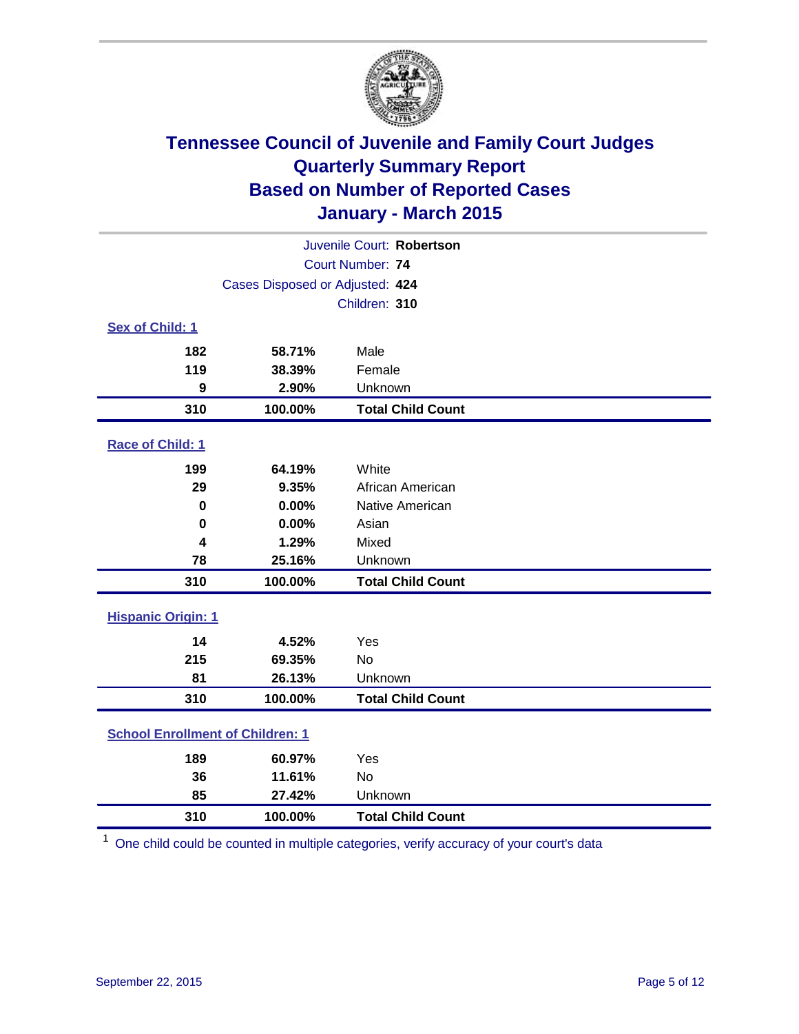# Tennessee Council of Juvenile and Family Court Judges
## Quarterly Summary Report
## Based on Number of Reported Cases
## January - March 2015

Juvenile Court: **Robertson**

Court Number: **74**

Cases Disposed or Adjusted: **424**

Children: **310**

### Sex of Child: 1

| | | |
|---|---|---|
| 182 | 58.71% | Male |
| 119 | 38.39% | Female |
| 9 | 2.90% | Unknown |
| **310** | **100.00%** | **Total Child Count** |

### Race of Child: 1

| | | |
|---|---|---|
| 199 | 64.19% | White |
| 29 | 9.35% | African American |
| 0 | 0.00% | Native American |
| 0 | 0.00% | Asian |
| 4 | 1.29% | Mixed |
| 78 | 25.16% | Unknown |
| **310** | **100.00%** | **Total Child Count** |

### Hispanic Origin: 1

| | | |
|---|---|---|
| 14 | 4.52% | Yes |
| 215 | 69.35% | No |
| 81 | 26.13% | Unknown |
| **310** | **100.00%** | **Total Child Count** |

### School Enrollment of Children: 1

| | | |
|---|---|---|
| 189 | 60.97% | Yes |
| 36 | 11.61% | No |
| 85 | 27.42% | Unknown |
| **310** | **100.00%** | **Total Child Count** |

[1] One child could be counted in multiple categories, verify accuracy of your court's data

September 22, 2015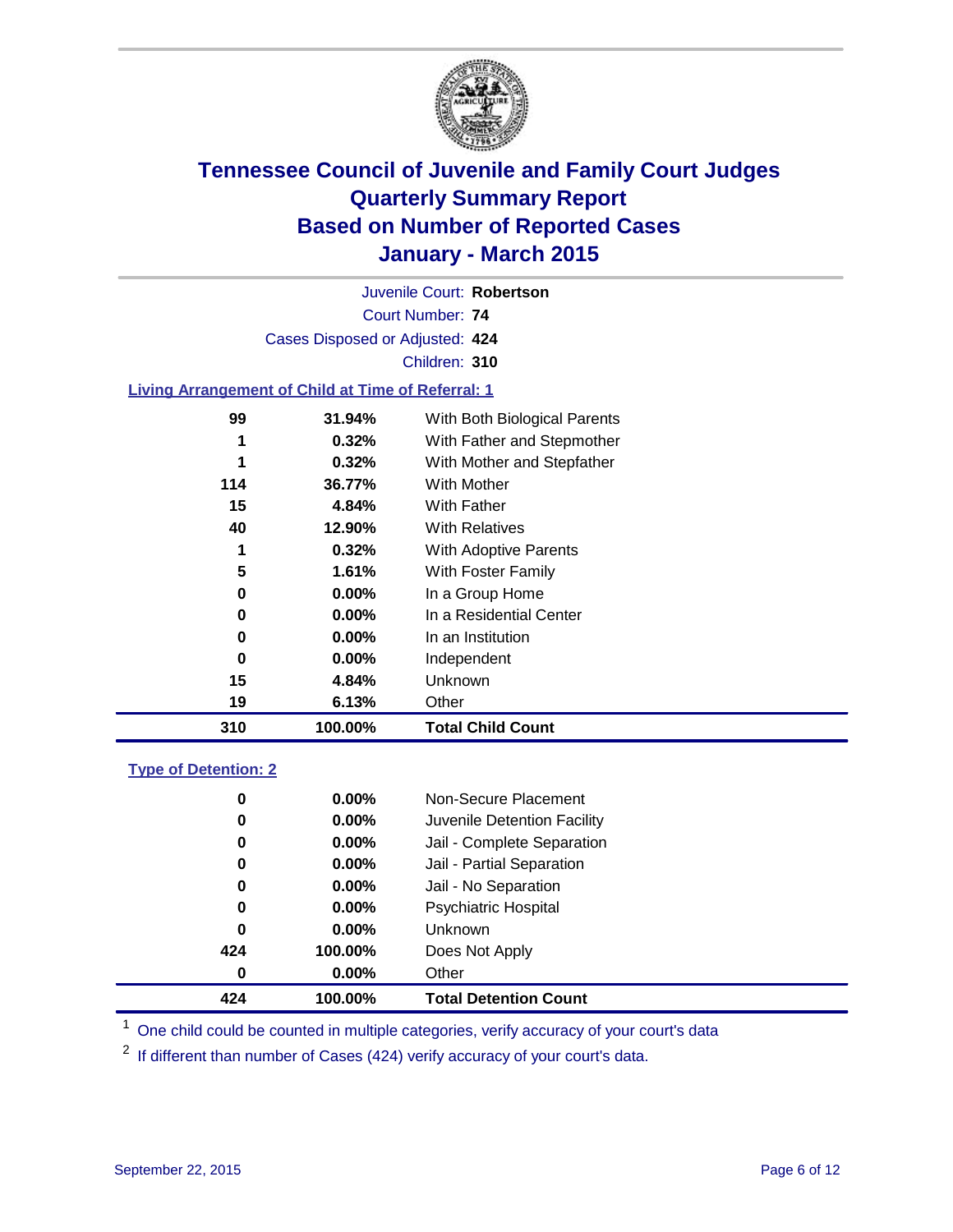# Tennessee Council of Juvenile and Family Court Judges
## Quarterly Summary Report
## Based on Number of Reported Cases
## January - March 2015

Juvenile Court: **Robertson**

Court Number: **74**

Cases Disposed or Adjusted: **424**

Children: **310**

### Living Arrangement of Child at Time of Referral: 1

| Count | Percent | Category |
|---|---|---|
| 99 | 31.94% | With Both Biological Parents |
| 1 | 0.32% | With Father and Stepmother |
| 1 | 0.32% | With Mother and Stepfather |
| 114 | 36.77% | With Mother |
| 15 | 4.84% | With Father |
| 40 | 12.90% | With Relatives |
| 1 | 0.32% | With Adoptive Parents |
| 5 | 1.61% | With Foster Family |
| 0 | 0.00% | In a Group Home |
| 0 | 0.00% | In a Residential Center |
| 0 | 0.00% | In an Institution |
| 0 | 0.00% | Independent |
| 15 | 4.84% | Unknown |
| 19 | 6.13% | Other |
| **310** | **100.00%** | **Total Child Count** |

### Type of Detention: 2

| Count | Percent | Category |
|---|---|---|
| 0 | 0.00% | Non-Secure Placement |
| 0 | 0.00% | Juvenile Detention Facility |
| 0 | 0.00% | Jail - Complete Separation |
| 0 | 0.00% | Jail - Partial Separation |
| 0 | 0.00% | Jail - No Separation |
| 0 | 0.00% | Psychiatric Hospital |
| 0 | 0.00% | Unknown |
| 424 | 100.00% | Does Not Apply |
| 0 | 0.00% | Other |
| **424** | **100.00%** | **Total Detention Count** |

[1] One child could be counted in multiple categories, verify accuracy of your court's data

[2] If different than number of Cases (424) verify accuracy of your court's data.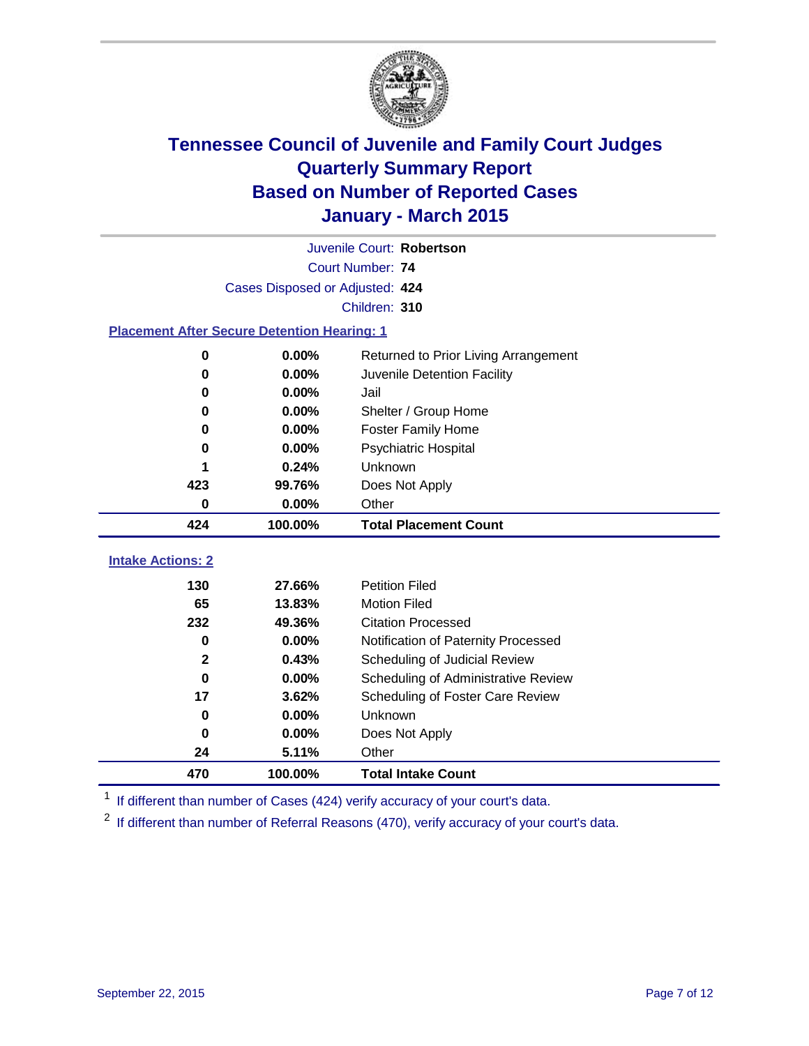# Tennessee Council of Juvenile and Family Court Judges
# Quarterly Summary Report
# Based on Number of Reported Cases
# January - March 2015

Juvenile Court: **Robertson**

Court Number: **74**

Cases Disposed or Adjusted: **424**

Children: **310**

### Placement After Secure Detention Hearing: 1

| | | |
|---|---|---|
| 0 | 0.00% | Returned to Prior Living Arrangement |
| 0 | 0.00% | Juvenile Detention Facility |
| 0 | 0.00% | Jail |
| 0 | 0.00% | Shelter / Group Home |
| 0 | 0.00% | Foster Family Home |
| 0 | 0.00% | Psychiatric Hospital |
| 1 | 0.24% | Unknown |
| 423 | 99.76% | Does Not Apply |
| 0 | 0.00% | Other |
| **424** | **100.00%** | **Total Placement Count** |

### Intake Actions: 2

| | | |
|---|---|---|
| 130 | 27.66% | Petition Filed |
| 65 | 13.83% | Motion Filed |
| 232 | 49.36% | Citation Processed |
| 0 | 0.00% | Notification of Paternity Processed |
| 2 | 0.43% | Scheduling of Judicial Review |
| 0 | 0.00% | Scheduling of Administrative Review |
| 17 | 3.62% | Scheduling of Foster Care Review |
| 0 | 0.00% | Unknown |
| 0 | 0.00% | Does Not Apply |
| 24 | 5.11% | Other |
| **470** | **100.00%** | **Total Intake Count** |

[1] If different than number of Cases (424) verify accuracy of your court's data.

[2] If different than number of Referral Reasons (470), verify accuracy of your court's data.

September 22, 2015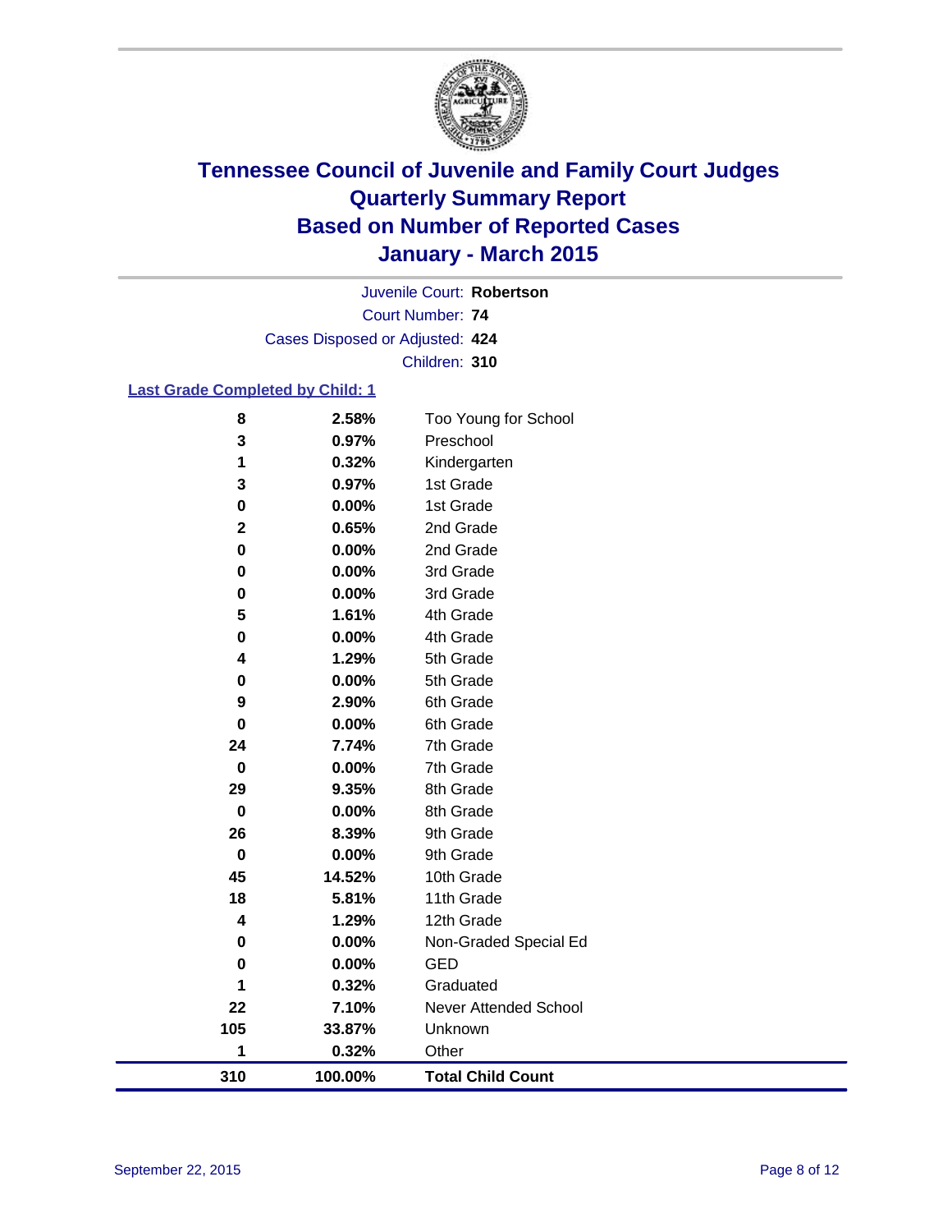# Tennessee Council of Juvenile and Family Court Judges
## Quarterly Summary Report
## Based on Number of Reported Cases
## January - March 2015

Juvenile Court: **Robertson**

Court Number: **74**

Cases Disposed or Adjusted: **424**

Children: **310**

### Last Grade Completed by Child: 1

| | | |
|---|---|---|
| 8 | 2.58% | Too Young for School |
| 3 | 0.97% | Preschool |
| 1 | 0.32% | Kindergarten |
| 3 | 0.97% | 1st Grade |
| 0 | 0.00% | 1st Grade |
| 2 | 0.65% | 2nd Grade |
| 0 | 0.00% | 2nd Grade |
| 0 | 0.00% | 3rd Grade |
| 0 | 0.00% | 3rd Grade |
| 5 | 1.61% | 4th Grade |
| 0 | 0.00% | 4th Grade |
| 4 | 1.29% | 5th Grade |
| 0 | 0.00% | 5th Grade |
| 9 | 2.90% | 6th Grade |
| 0 | 0.00% | 6th Grade |
| 24 | 7.74% | 7th Grade |
| 0 | 0.00% | 7th Grade |
| 29 | 9.35% | 8th Grade |
| 0 | 0.00% | 8th Grade |
| 26 | 8.39% | 9th Grade |
| 0 | 0.00% | 9th Grade |
| 45 | 14.52% | 10th Grade |
| 18 | 5.81% | 11th Grade |
| 4 | 1.29% | 12th Grade |
| 0 | 0.00% | Non-Graded Special Ed |
| 0 | 0.00% | GED |
| 1 | 0.32% | Graduated |
| 22 | 7.10% | Never Attended School |
| 105 | 33.87% | Unknown |
| 1 | 0.32% | Other |
| **310** | **100.00%** | **Total Child Count** |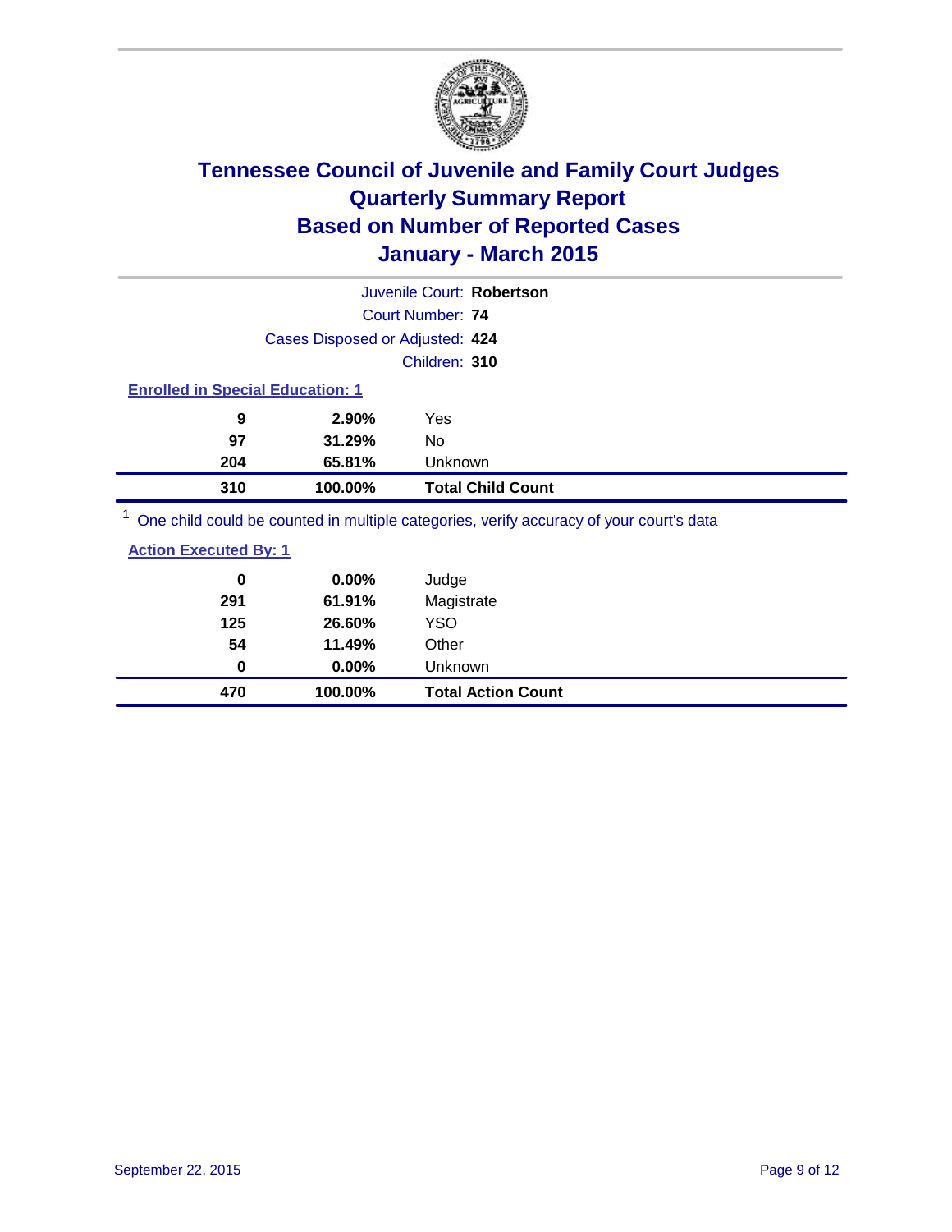# Tennessee Council of Juvenile and Family Court Judges
## Quarterly Summary Report
## Based on Number of Reported Cases
## January - March 2015

Juvenile Court: **Robertson**

Court Number: **74**

Cases Disposed or Adjusted: **424**

Children: **310**

**Enrolled in Special Education: 1**

| | | |
|---|---|---|
| 9 | 2.90% | Yes |
| 97 | 31.29% | No |
| 204 | 65.81% | Unknown |
| **310** | **100.00%** | **Total Child Count** |

[1] One child could be counted in multiple categories, verify accuracy of your court's data

**Action Executed By: 1**

| | | |
|---|---|---|
| 0 | 0.00% | Judge |
| 291 | 61.91% | Magistrate |
| 125 | 26.60% | YSO |
| 54 | 11.49% | Other |
| 0 | 0.00% | Unknown |
| **470** | **100.00%** | **Total Action Count** |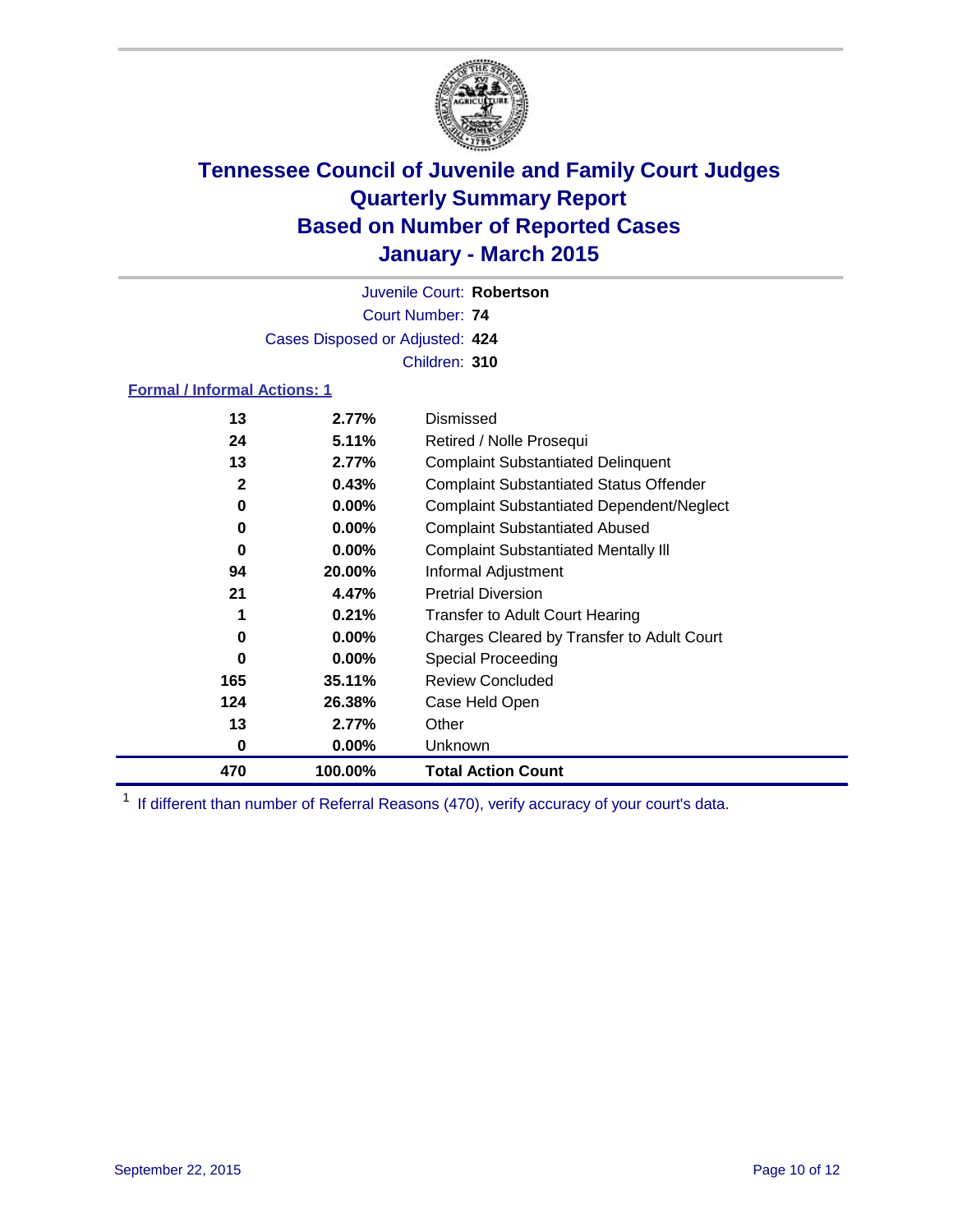# Tennessee Council of Juvenile and Family Court Judges
# Quarterly Summary Report
# Based on Number of Reported Cases
# January - March 2015

Juvenile Court: **Robertson**

Court Number: **74**

Cases Disposed or Adjusted: **424**

Children: **310**

**Formal / Informal Actions: 1**

| | | |
|---|---|---|
| 13 | 2.77% | Dismissed |
| 24 | 5.11% | Retired / Nolle Prosequi |
| 13 | 2.77% | Complaint Substantiated Delinquent |
| 2 | 0.43% | Complaint Substantiated Status Offender |
| 0 | 0.00% | Complaint Substantiated Dependent/Neglect |
| 0 | 0.00% | Complaint Substantiated Abused |
| 0 | 0.00% | Complaint Substantiated Mentally Ill |
| 94 | 20.00% | Informal Adjustment |
| 21 | 4.47% | Pretrial Diversion |
| 1 | 0.21% | Transfer to Adult Court Hearing |
| 0 | 0.00% | Charges Cleared by Transfer to Adult Court |
| 0 | 0.00% | Special Proceeding |
| 165 | 35.11% | Review Concluded |
| 124 | 26.38% | Case Held Open |
| 13 | 2.77% | Other |
| 0 | 0.00% | Unknown |
| **470** | **100.00%** | **Total Action Count** |

[1] If different than number of Referral Reasons (470), verify accuracy of your court's data.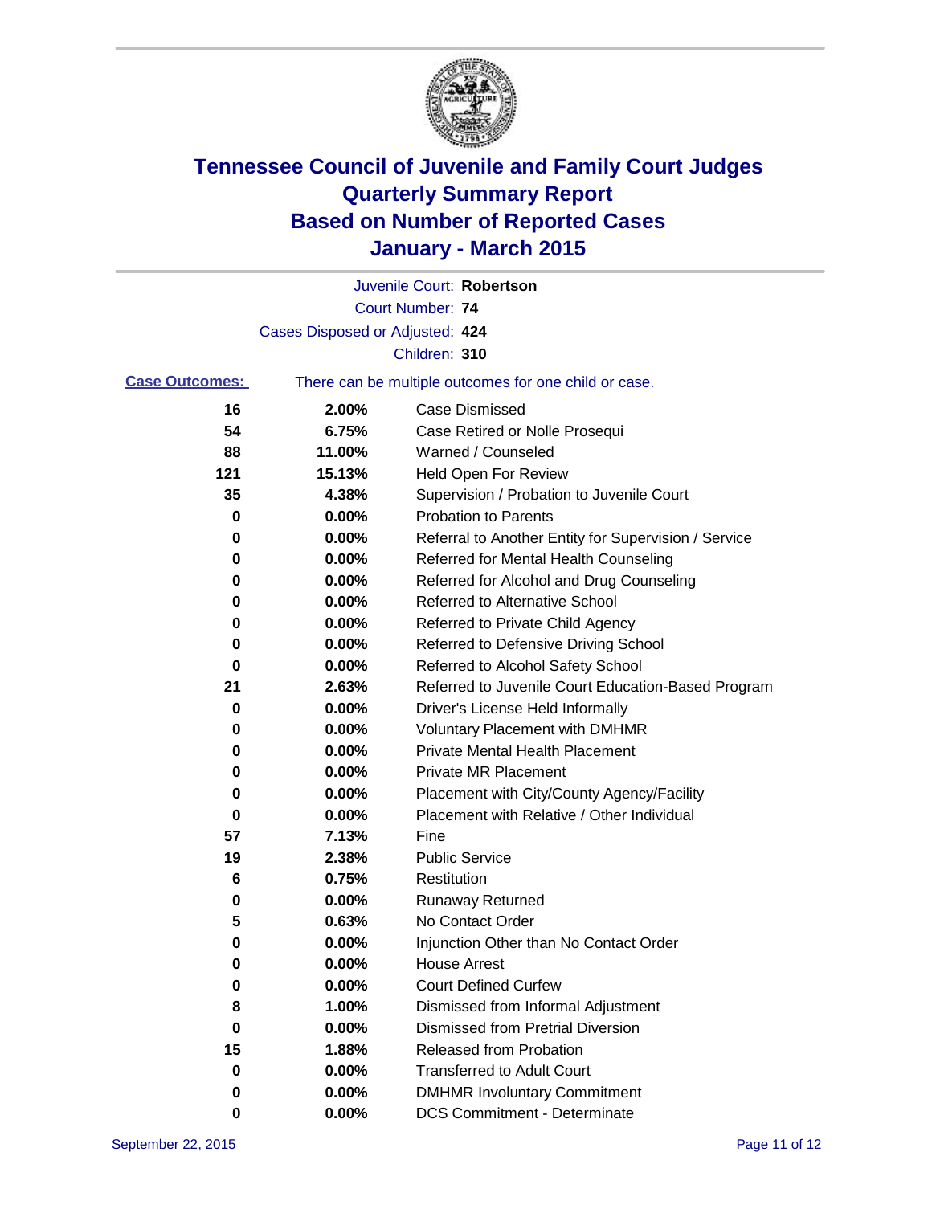# Tennessee Council of Juvenile and Family Court Judges
# Quarterly Summary Report
# Based on Number of Reported Cases
# January - March 2015

Juvenile Court: **Robertson**

Court Number: **74**

Cases Disposed or Adjusted: **424**

Children: **310**

**Case Outcomes:** There can be multiple outcomes for one child or case.

| | | |
|---|---|---|
| **16** | **2.00%** | Case Dismissed |
| **54** | **6.75%** | Case Retired or Nolle Prosequi |
| **88** | **11.00%** | Warned / Counseled |
| **121** | **15.13%** | Held Open For Review |
| **35** | **4.38%** | Supervision / Probation to Juvenile Court |
| **0** | **0.00%** | Probation to Parents |
| **0** | **0.00%** | Referral to Another Entity for Supervision / Service |
| **0** | **0.00%** | Referred for Mental Health Counseling |
| **0** | **0.00%** | Referred for Alcohol and Drug Counseling |
| **0** | **0.00%** | Referred to Alternative School |
| **0** | **0.00%** | Referred to Private Child Agency |
| **0** | **0.00%** | Referred to Defensive Driving School |
| **0** | **0.00%** | Referred to Alcohol Safety School |
| **21** | **2.63%** | Referred to Juvenile Court Education-Based Program |
| **0** | **0.00%** | Driver's License Held Informally |
| **0** | **0.00%** | Voluntary Placement with DMHMR |
| **0** | **0.00%** | Private Mental Health Placement |
| **0** | **0.00%** | Private MR Placement |
| **0** | **0.00%** | Placement with City/County Agency/Facility |
| **0** | **0.00%** | Placement with Relative / Other Individual |
| **57** | **7.13%** | Fine |
| **19** | **2.38%** | Public Service |
| **6** | **0.75%** | Restitution |
| **0** | **0.00%** | Runaway Returned |
| **5** | **0.63%** | No Contact Order |
| **0** | **0.00%** | Injunction Other than No Contact Order |
| **0** | **0.00%** | House Arrest |
| **0** | **0.00%** | Court Defined Curfew |
| **8** | **1.00%** | Dismissed from Informal Adjustment |
| **0** | **0.00%** | Dismissed from Pretrial Diversion |
| **15** | **1.88%** | Released from Probation |
| **0** | **0.00%** | Transferred to Adult Court |
| **0** | **0.00%** | DMHMR Involuntary Commitment |
| **0** | **0.00%** | DCS Commitment - Determinate |

September 22, 2015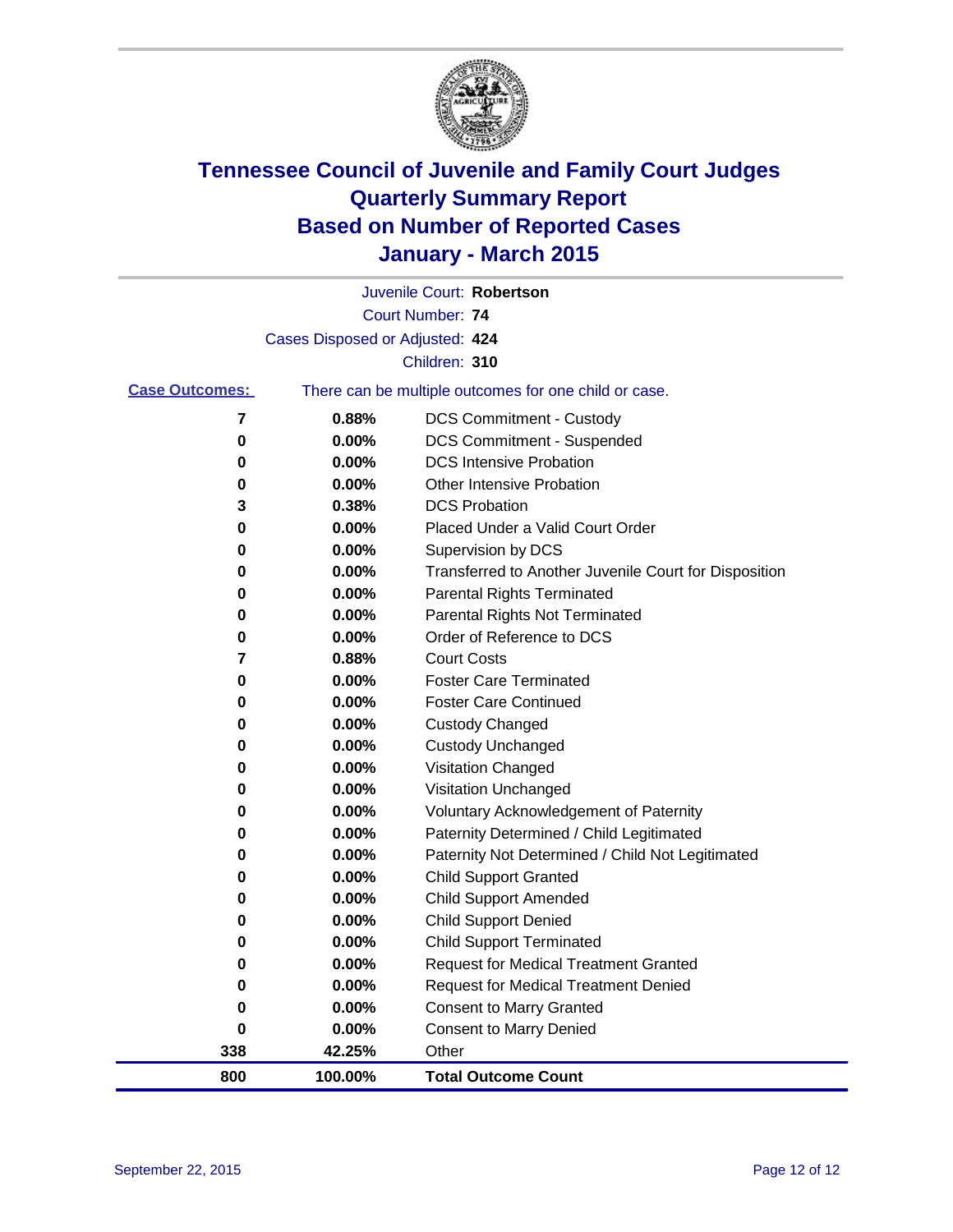# Tennessee Council of Juvenile and Family Court Judges
# Quarterly Summary Report
# Based on Number of Reported Cases
# January - March 2015

Juvenile Court: **Robertson**

Court Number: **74**

Cases Disposed or Adjusted: **424**

Children: **310**

**Case Outcomes:** There can be multiple outcomes for one child or case.

| | | |
|---|---|---|
| 7 | 0.88% | DCS Commitment - Custody |
| 0 | 0.00% | DCS Commitment - Suspended |
| 0 | 0.00% | DCS Intensive Probation |
| 0 | 0.00% | Other Intensive Probation |
| 3 | 0.38% | DCS Probation |
| 0 | 0.00% | Placed Under a Valid Court Order |
| 0 | 0.00% | Supervision by DCS |
| 0 | 0.00% | Transferred to Another Juvenile Court for Disposition |
| 0 | 0.00% | Parental Rights Terminated |
| 0 | 0.00% | Parental Rights Not Terminated |
| 0 | 0.00% | Order of Reference to DCS |
| 7 | 0.88% | Court Costs |
| 0 | 0.00% | Foster Care Terminated |
| 0 | 0.00% | Foster Care Continued |
| 0 | 0.00% | Custody Changed |
| 0 | 0.00% | Custody Unchanged |
| 0 | 0.00% | Visitation Changed |
| 0 | 0.00% | Visitation Unchanged |
| 0 | 0.00% | Voluntary Acknowledgement of Paternity |
| 0 | 0.00% | Paternity Determined / Child Legitimated |
| 0 | 0.00% | Paternity Not Determined / Child Not Legitimated |
| 0 | 0.00% | Child Support Granted |
| 0 | 0.00% | Child Support Amended |
| 0 | 0.00% | Child Support Denied |
| 0 | 0.00% | Child Support Terminated |
| 0 | 0.00% | Request for Medical Treatment Granted |
| 0 | 0.00% | Request for Medical Treatment Denied |
| 0 | 0.00% | Consent to Marry Granted |
| 0 | 0.00% | Consent to Marry Denied |
| 338 | 42.25% | Other |
| **800** | **100.00%** | **Total Outcome Count** |